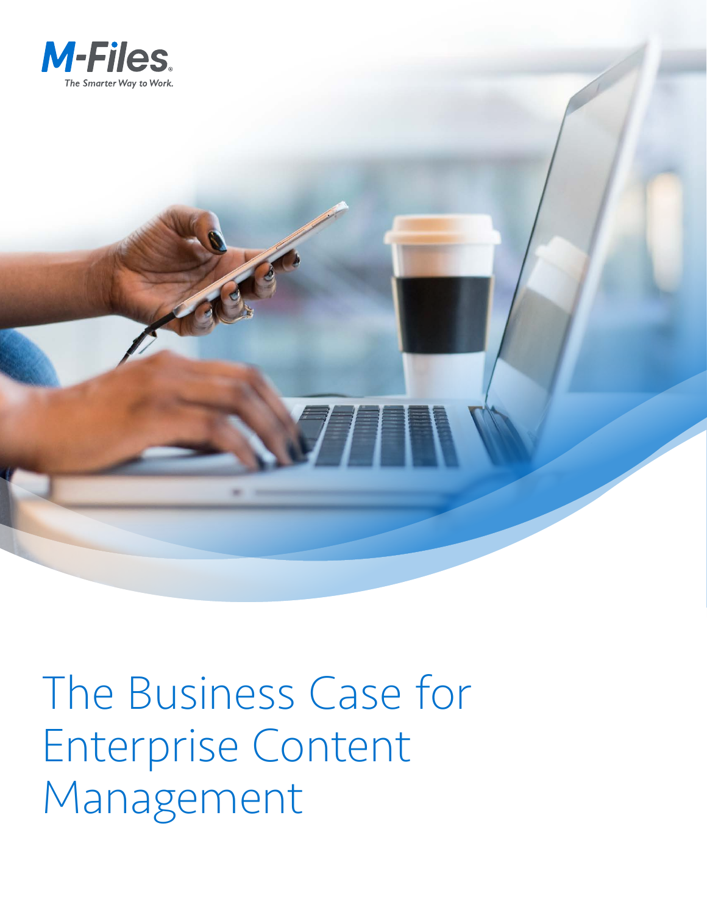M-Files

The Smarter Way to Work.

# The Business Case for Enterprise Content Management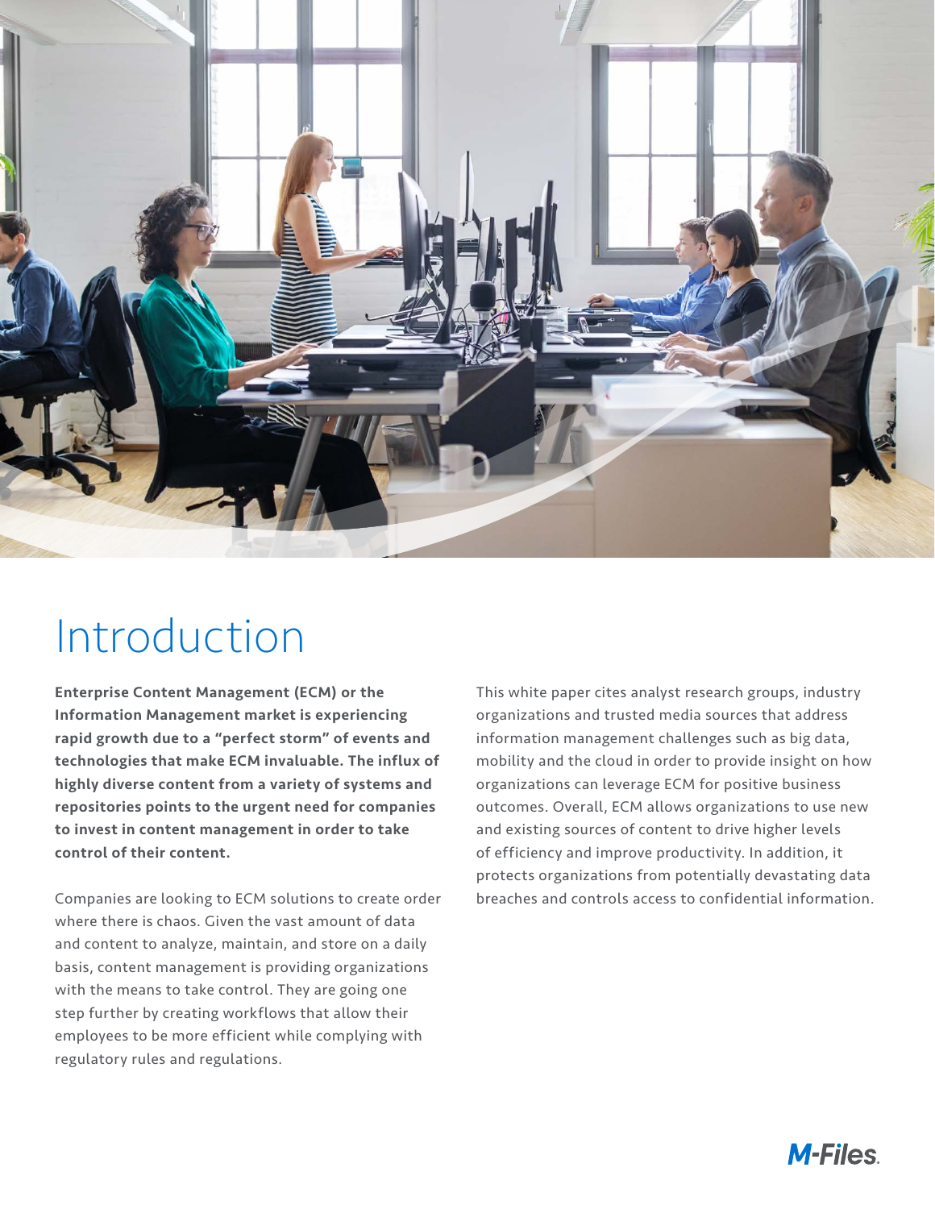# Introduction

**Enterprise Content Management (ECM) or the Information Management market is experiencing rapid growth due to a "perfect storm" of events and technologies that make ECM invaluable. The influx of highly diverse content from a variety of systems and repositories points to the urgent need for companies to invest in content management in order to take control of their content.**

Companies are looking to ECM solutions to create order where there is chaos. Given the vast amount of data and content to analyze, maintain, and store on a daily basis, content management is providing organizations with the means to take control. They are going one step further by creating workflows that allow their employees to be more efficient while complying with regulatory rules and regulations.

This white paper cites analyst research groups, industry organizations and trusted media sources that address information management challenges such as big data, mobility and the cloud in order to provide insight on how organizations can leverage ECM for positive business outcomes. Overall, ECM allows organizations to use new and existing sources of content to drive higher levels of efficiency and improve productivity. In addition, it protects organizations from potentially devastating data breaches and controls access to confidential information.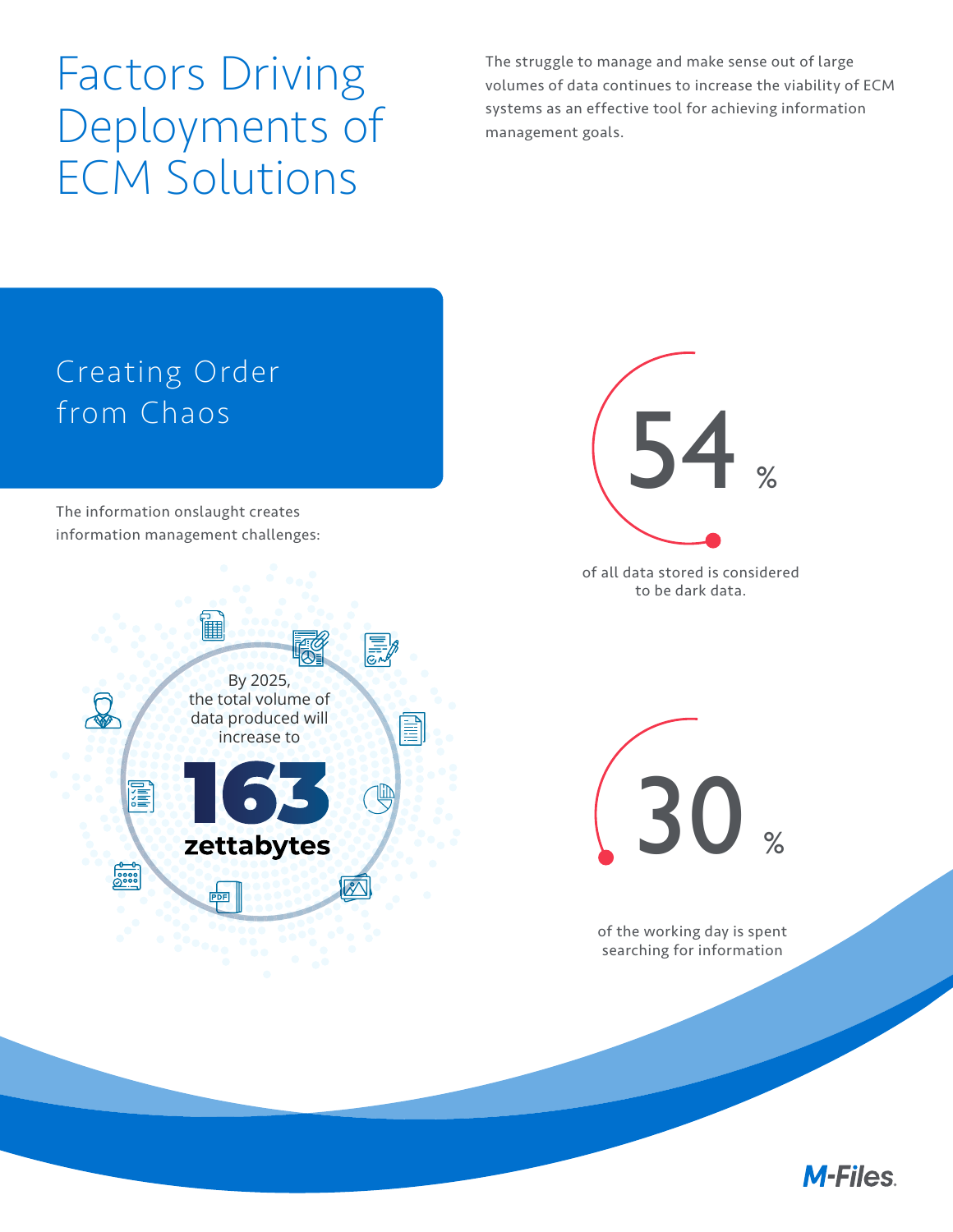# Factors Driving Deployments of ECM Solutions

The struggle to manage and make sense out of large volumes of data continues to increase the viability of ECM systems as an effective tool for achieving information management goals.

## Creating Order from Chaos

The information onslaught creates information management challenges:

By 2025, the total volume of data produced will increase to

**163 zettabytes**

**54 %** of all data stored is considered to be dark data.

**30 %** of the working day is spent searching for information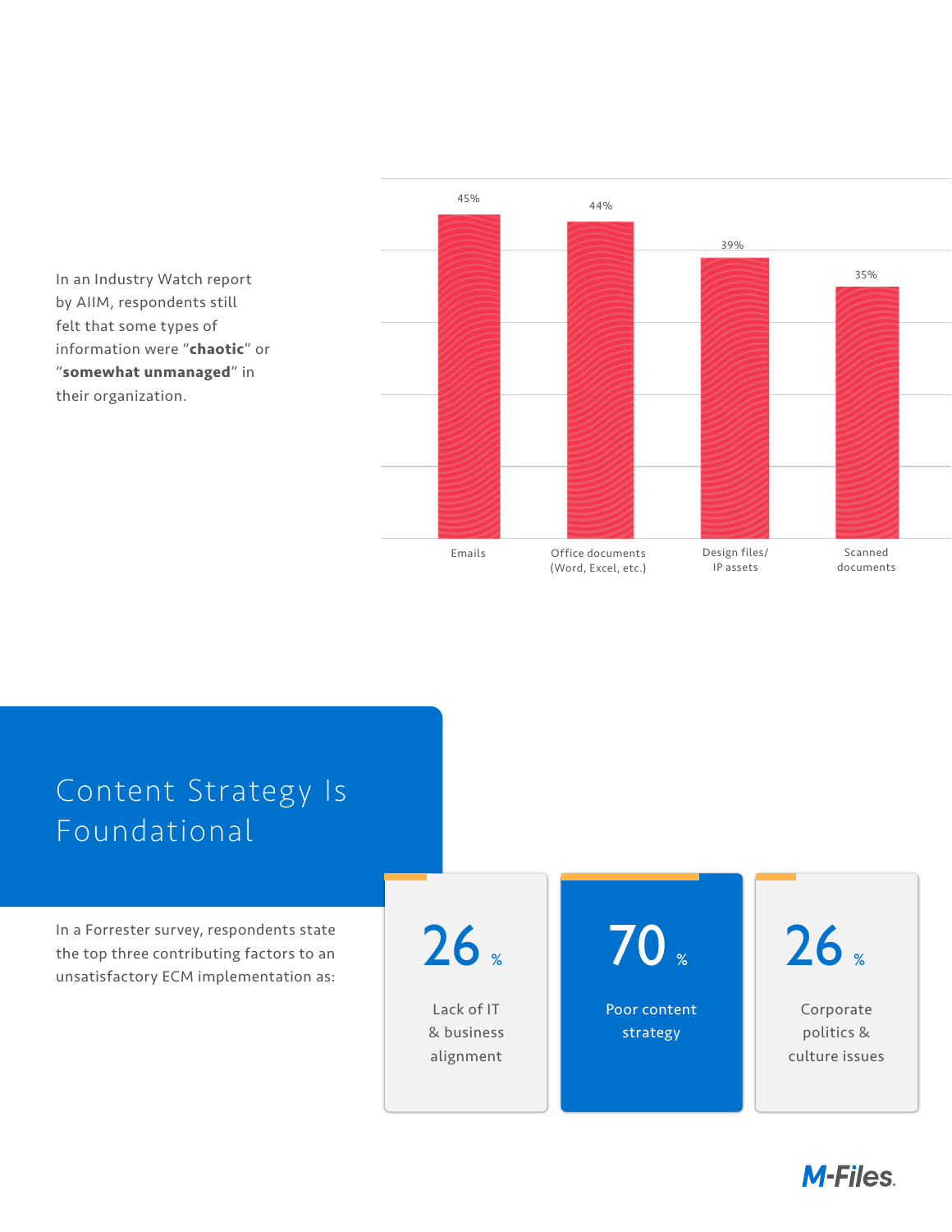In an Industry Watch report by AIIM, respondents still felt that some types of information were “**chaotic**” or “**somewhat unmanaged**” in their organization.

| Emails | Office documents (Word, Excel, etc.) | Design files/ IP assets | Scanned documents |
|---|---|---|---|
| 45% | 44% | 39% | 35% |

## Content Strategy Is Foundational

In a Forrester survey, respondents state the top three contributing factors to an unsatisfactory ECM implementation as:

- **26%** Lack of IT & business alignment
- **70%** Poor content strategy
- **26%** Corporate politics & culture issues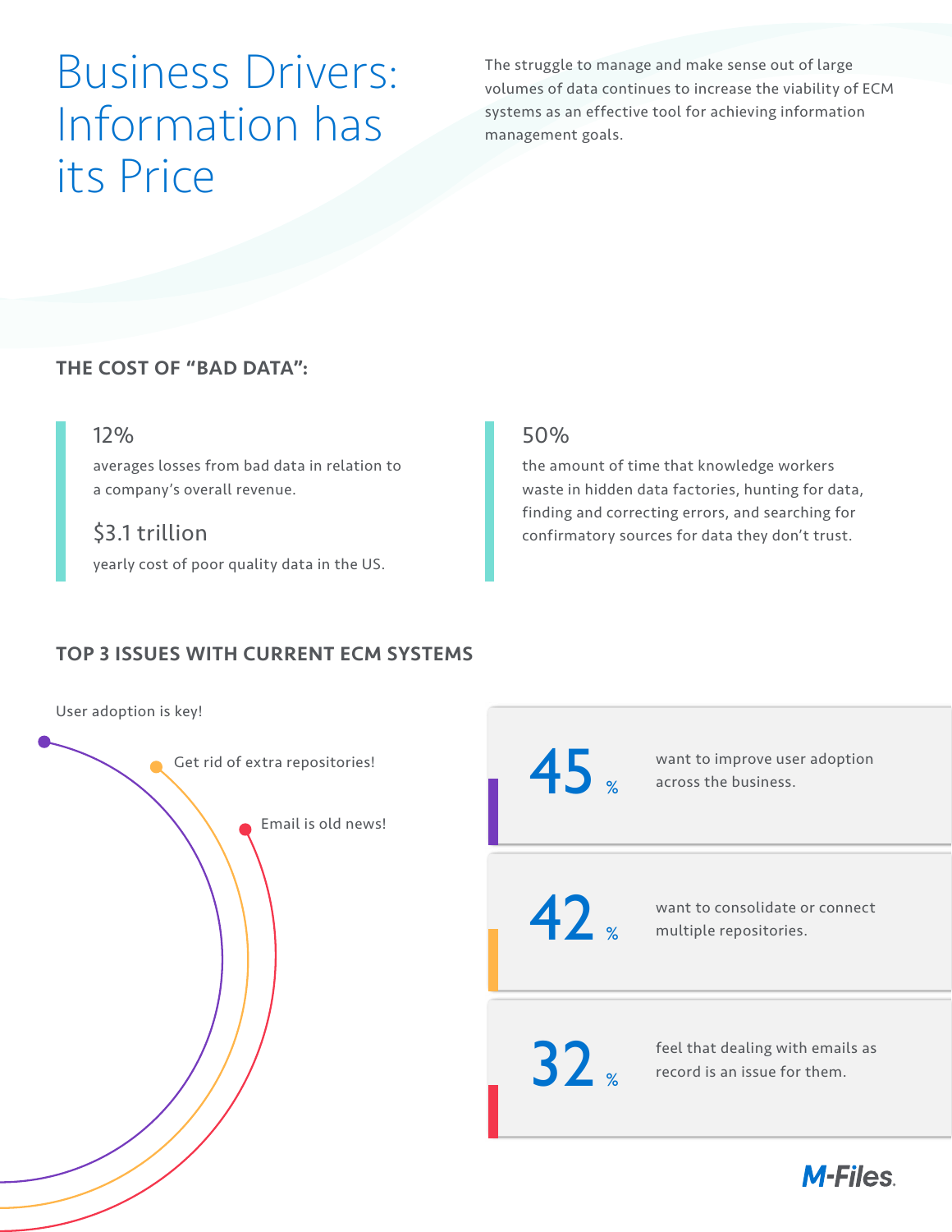# Business Drivers: Information has its Price

The struggle to manage and make sense out of large volumes of data continues to increase the viability of ECM systems as an effective tool for achieving information management goals.

## THE COST OF "BAD DATA":

**12%**

averages losses from bad data in relation to a company's overall revenue.

**$3.1 trillion**

yearly cost of poor quality data in the US.

**50%**

the amount of time that knowledge workers waste in hidden data factories, hunting for data, finding and correcting errors, and searching for confirmatory sources for data they don't trust.

## TOP 3 ISSUES WITH CURRENT ECM SYSTEMS

User adoption is key!

Get rid of extra repositories!

Email is old news!

**45%** want to improve user adoption across the business.

**42%** want to consolidate or connect multiple repositories.

**32%** feel that dealing with emails as record is an issue for them.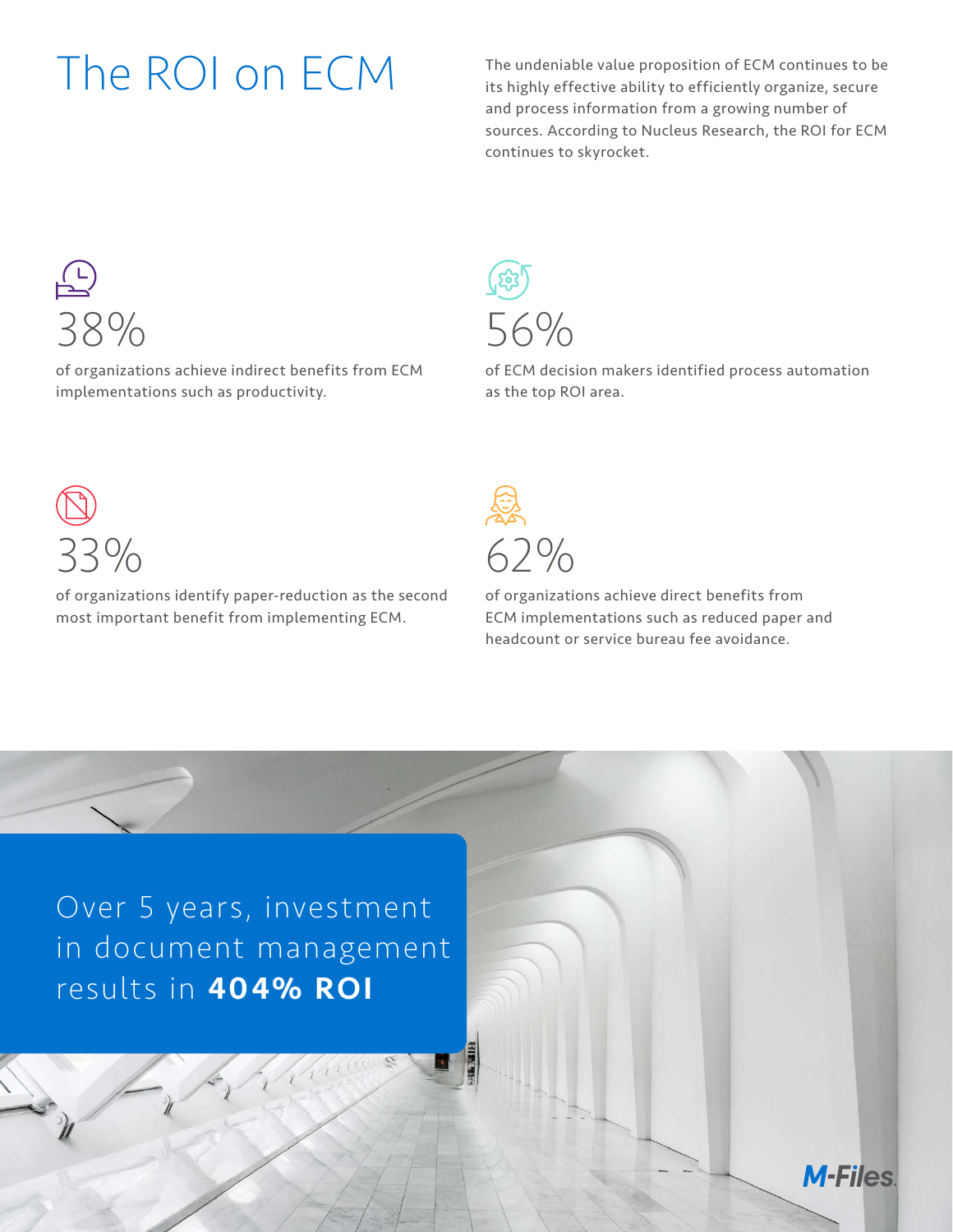# The ROI on ECM

The undeniable value proposition of ECM continues to be its highly effective ability to efficiently organize, secure and process information from a growing number of sources. According to Nucleus Research, the ROI for ECM continues to skyrocket.

38%

of organizations achieve indirect benefits from ECM implementations such as productivity.

56%

of ECM decision makers identified process automation as the top ROI area.

33%

of organizations identify paper-reduction as the second most important benefit from implementing ECM.

62%

of organizations achieve direct benefits from ECM implementations such as reduced paper and headcount or service bureau fee avoidance.

Over 5 years, investment in document management results in **404% ROI**

M-Files.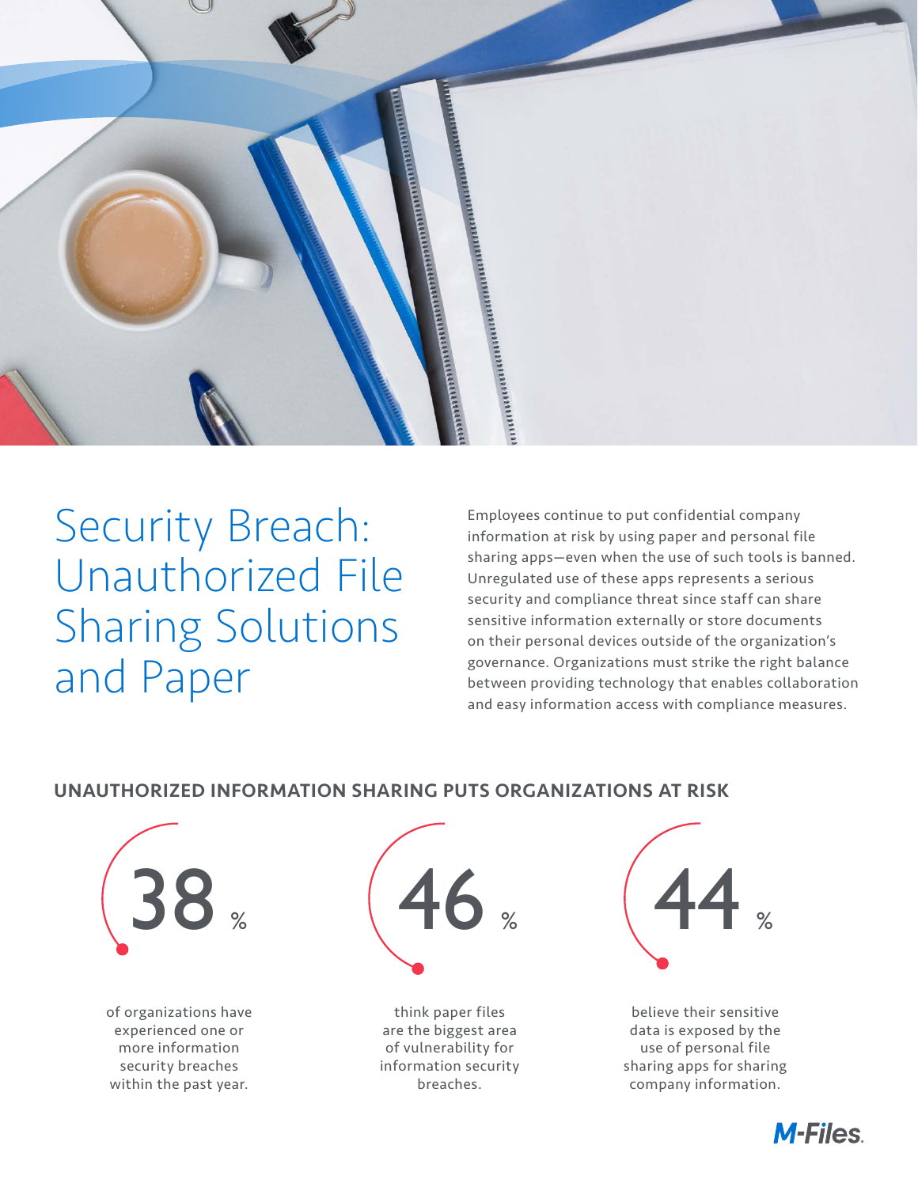# Security Breach: Unauthorized File Sharing Solutions and Paper

Employees continue to put confidential company information at risk by using paper and personal file sharing apps—even when the use of such tools is banned. Unregulated use of these apps represents a serious security and compliance threat since staff can share sensitive information externally or store documents on their personal devices outside of the organization's governance. Organizations must strike the right balance between providing technology that enables collaboration and easy information access with compliance measures.

## UNAUTHORIZED INFORMATION SHARING PUTS ORGANIZATIONS AT RISK

**38%** of organizations have experienced one or more information security breaches within the past year.

**46%** think paper files are the biggest area of vulnerability for information security breaches.

**44%** believe their sensitive data is exposed by the use of personal file sharing apps for sharing company information.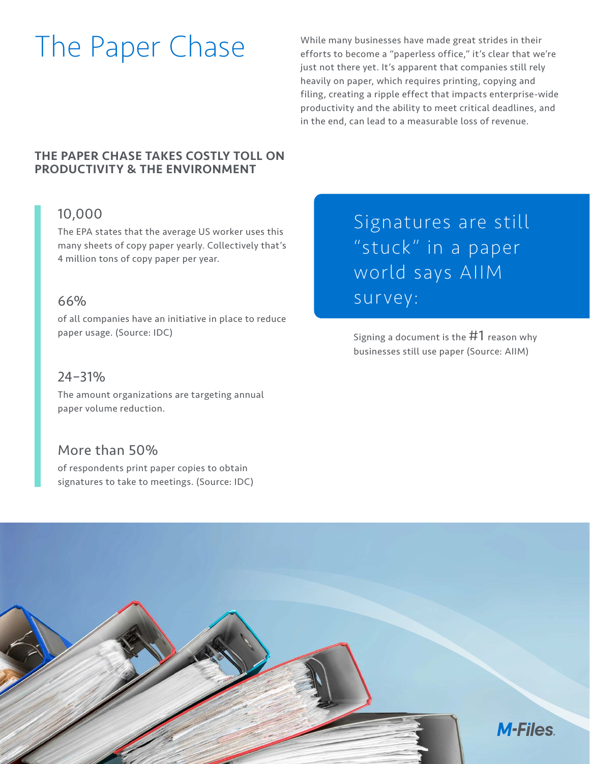# The Paper Chase

While many businesses have made great strides in their efforts to become a "paperless office," it's clear that we're just not there yet. It's apparent that companies still rely heavily on paper, which requires printing, copying and filing, creating a ripple effect that impacts enterprise-wide productivity and the ability to meet critical deadlines, and in the end, can lead to a measurable loss of revenue.

## THE PAPER CHASE TAKES COSTLY TOLL ON PRODUCTIVITY & THE ENVIRONMENT

### 10,000

The EPA states that the average US worker uses this many sheets of copy paper yearly. Collectively that's 4 million tons of copy paper per year.

### 66%

of all companies have an initiative in place to reduce paper usage. (Source: IDC)

### 24–31%

The amount organizations are targeting annual paper volume reduction.

### More than 50%

of respondents print paper copies to obtain signatures to take to meetings. (Source: IDC)

## Signatures are still "stuck" in a paper world says AIIM survey:

Signing a document is the #1 reason why businesses still use paper (Source: AIIM)

M-Files.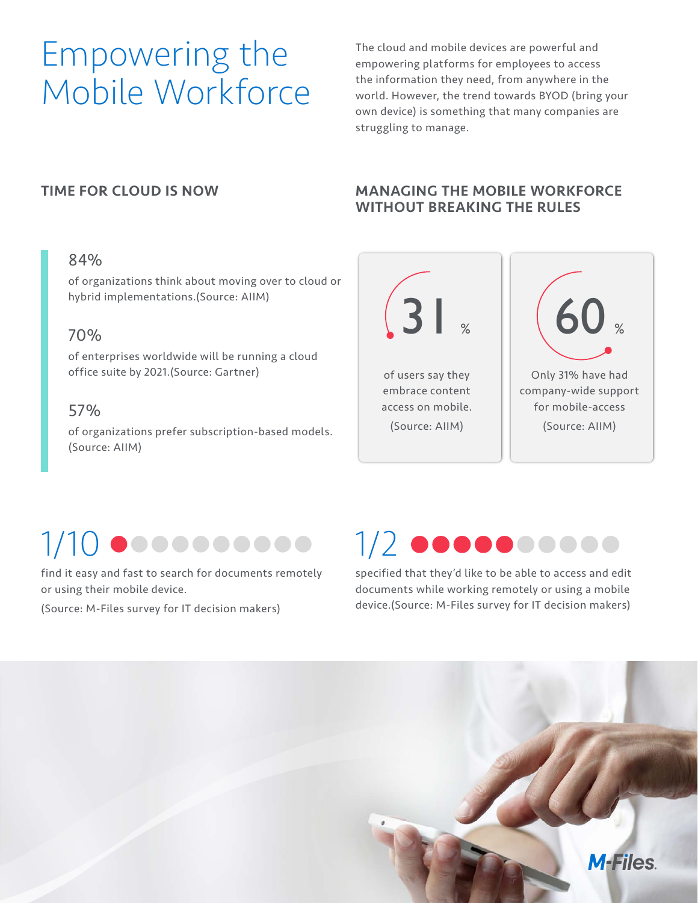# Empowering the Mobile Workforce

The cloud and mobile devices are powerful and empowering platforms for employees to access the information they need, from anywhere in the world. However, the trend towards BYOD (bring your own device) is something that many companies are struggling to manage.

## TIME FOR CLOUD IS NOW

84%

of organizations think about moving over to cloud or hybrid implementations.(Source: AIIM)

70%

of enterprises worldwide will be running a cloud office suite by 2021.(Source: Gartner)

57%

of organizations prefer subscription-based models. (Source: AIIM)

## MANAGING THE MOBILE WORKFORCE WITHOUT BREAKING THE RULES

31 %

of users say they embrace content access on mobile.

(Source: AIIM)

60 %

Only 31% have had company-wide support for mobile-access

(Source: AIIM)

1/10

find it easy and fast to search for documents remotely or using their mobile device.

(Source: M-Files survey for IT decision makers)

1/2

specified that they'd like to be able to access and edit documents while working remotely or using a mobile device.(Source: M-Files survey for IT decision makers)

M-Files.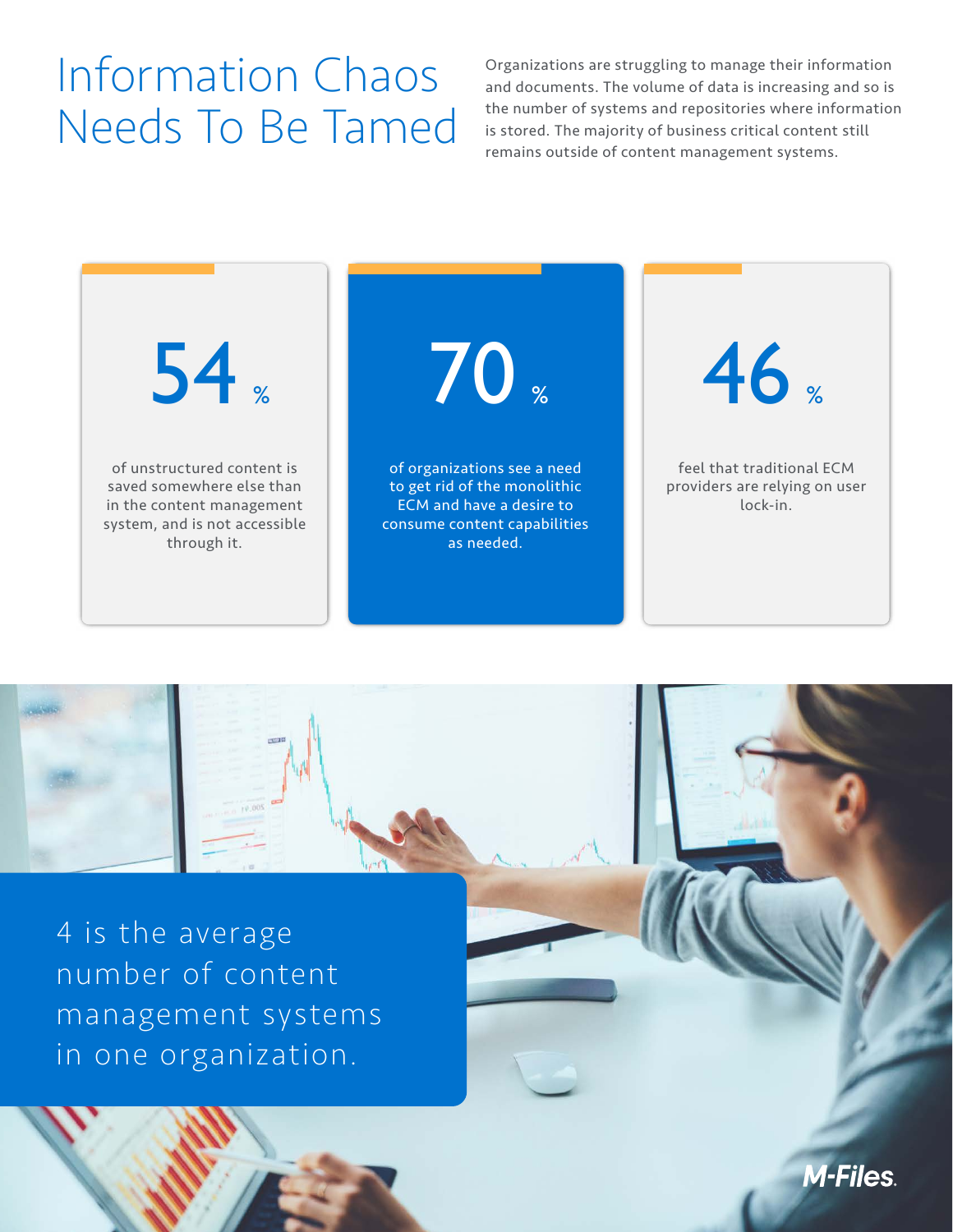# Information Chaos Needs To Be Tamed

Organizations are struggling to manage their information and documents. The volume of data is increasing and so is the number of systems and repositories where information is stored. The majority of business critical content still remains outside of content management systems.

**54 %**

of unstructured content is saved somewhere else than in the content management system, and is not accessible through it.

**70 %**

of organizations see a need to get rid of the monolithic ECM and have a desire to consume content capabilities as needed.

**46 %**

feel that traditional ECM providers are relying on user lock-in.

4 is the average number of content management systems in one organization.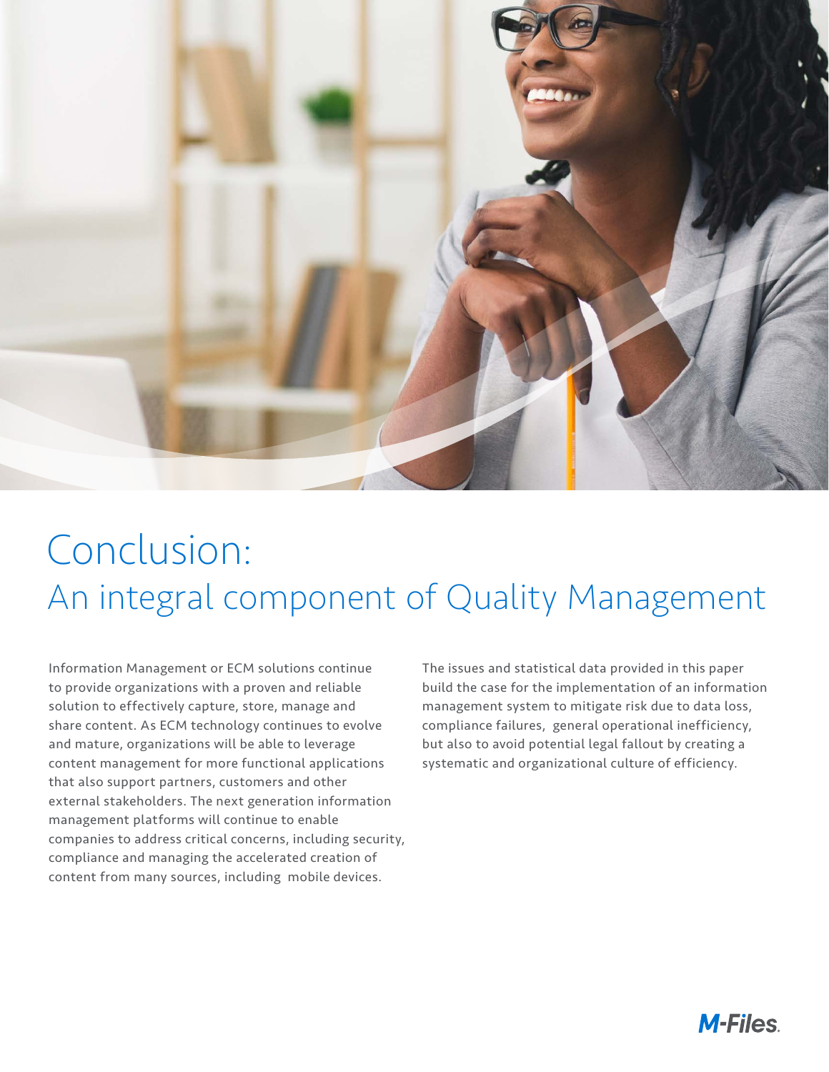# Conclusion:
## An integral component of Quality Management

Information Management or ECM solutions continue to provide organizations with a proven and reliable solution to effectively capture, store, manage and share content. As ECM technology continues to evolve and mature, organizations will be able to leverage content management for more functional applications that also support partners, customers and other external stakeholders. The next generation information management platforms will continue to enable companies to address critical concerns, including security, compliance and managing the accelerated creation of content from many sources, including mobile devices.

The issues and statistical data provided in this paper build the case for the implementation of an information management system to mitigate risk due to data loss, compliance failures, general operational inefficiency, but also to avoid potential legal fallout by creating a systematic and organizational culture of efficiency.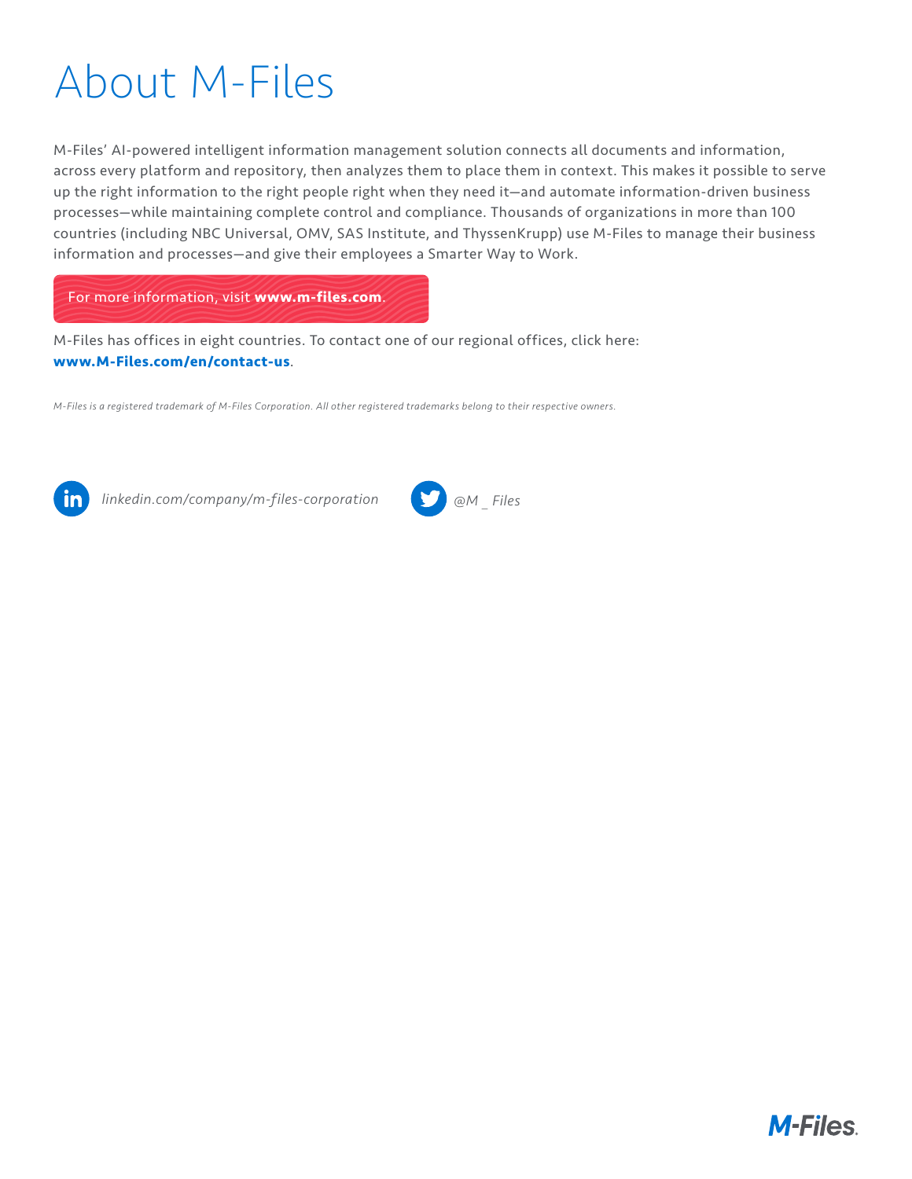# About M-Files

M-Files' AI-powered intelligent information management solution connects all documents and information, across every platform and repository, then analyzes them to place them in context. This makes it possible to serve up the right information to the right people right when they need it—and automate information-driven business processes—while maintaining complete control and compliance. Thousands of organizations in more than 100 countries (including NBC Universal, OMV, SAS Institute, and ThyssenKrupp) use M-Files to manage their business information and processes—and give their employees a Smarter Way to Work.

For more information, visit **www.m-files.com**.

M-Files has offices in eight countries. To contact one of our regional offices, click here: **www.M-Files.com/en/contact-us**.

*M-Files is a registered trademark of M-Files Corporation. All other registered trademarks belong to their respective owners.*

*linkedin.com/company/m-files-corporation*

*@M _ Files*

M-Files.